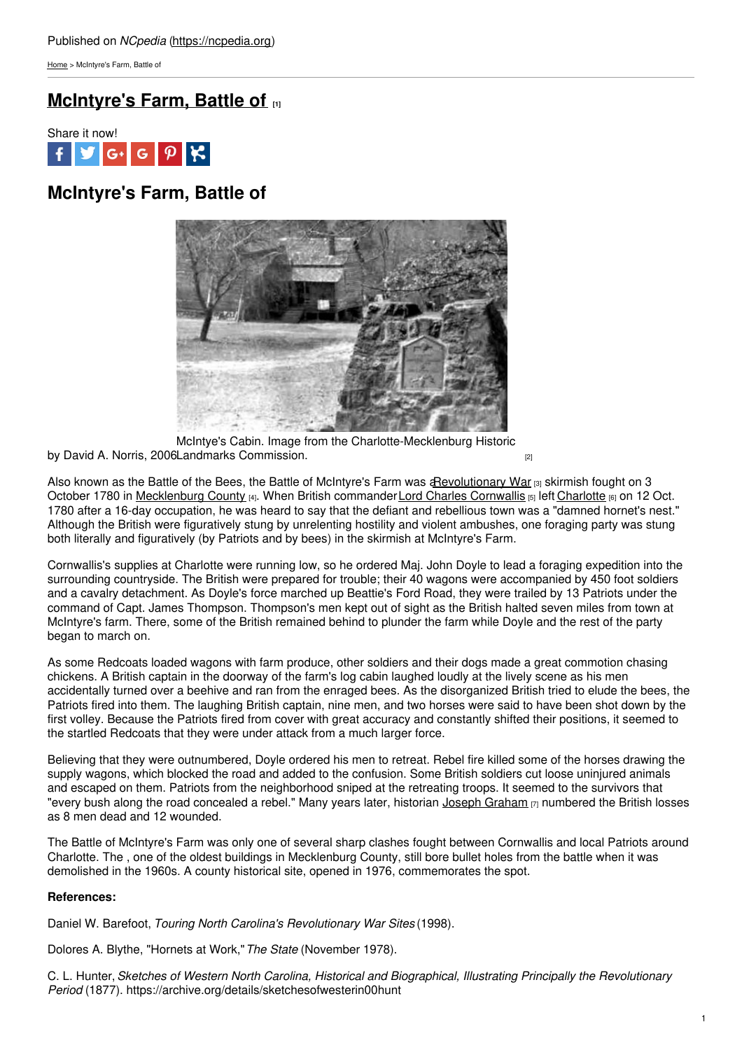Published on *NCpedia* (https://ncpedia.org)

Home > McIntyre's Farm, Battle of

# McIntyre's Farm, Battle of [1]

Share it now!

## McIntyre's Farm, Battle of

McIntye's Cabin. Image from the Charlotte-Mecklenburg Historic Landmarks Commission. [2]

by David A. Norris, 2006

Also known as the Battle of the Bees, the Battle of McIntyre's Farm was a Revolutionary War [3] skirmish fought on 3 October 1780 in Mecklenburg County [4]. When British commander Lord Charles Cornwallis [5] left Charlotte [6] on 12 Oct. 1780 after a 16-day occupation, he was heard to say that the defiant and rebellious town was a "damned hornet's nest." Although the British were figuratively stung by unrelenting hostility and violent ambushes, one foraging party was stung both literally and figuratively (by Patriots and by bees) in the skirmish at McIntyre's Farm.

Cornwallis's supplies at Charlotte were running low, so he ordered Maj. John Doyle to lead a foraging expedition into the surrounding countryside. The British were prepared for trouble; their 40 wagons were accompanied by 450 foot soldiers and a cavalry detachment. As Doyle's force marched up Beattie's Ford Road, they were trailed by 13 Patriots under the command of Capt. James Thompson. Thompson's men kept out of sight as the British halted seven miles from town at McIntyre's farm. There, some of the British remained behind to plunder the farm while Doyle and the rest of the party began to march on.

As some Redcoats loaded wagons with farm produce, other soldiers and their dogs made a great commotion chasing chickens. A British captain in the doorway of the farm's log cabin laughed loudly at the lively scene as his men accidentally turned over a beehive and ran from the enraged bees. As the disorganized British tried to elude the bees, the Patriots fired into them. The laughing British captain, nine men, and two horses were said to have been shot down by the first volley. Because the Patriots fired from cover with great accuracy and constantly shifted their positions, it seemed to the startled Redcoats that they were under attack from a much larger force.

Believing that they were outnumbered, Doyle ordered his men to retreat. Rebel fire killed some of the horses drawing the supply wagons, which blocked the road and added to the confusion. Some British soldiers cut loose uninjured animals and escaped on them. Patriots from the neighborhood sniped at the retreating troops. It seemed to the survivors that "every bush along the road concealed a rebel." Many years later, historian Joseph Graham [7] numbered the British losses as 8 men dead and 12 wounded.

The Battle of McIntyre's Farm was only one of several sharp clashes fought between Cornwallis and local Patriots around Charlotte. The , one of the oldest buildings in Mecklenburg County, still bore bullet holes from the battle when it was demolished in the 1960s. A county historical site, opened in 1976, commemorates the spot.

**References:**

Daniel W. Barefoot, *Touring North Carolina's Revolutionary War Sites* (1998).

Dolores A. Blythe, "Hornets at Work," *The State* (November 1978).

C. L. Hunter, *Sketches of Western North Carolina, Historical and Biographical, Illustrating Principally the Revolutionary Period* (1877). https://archive.org/details/sketchesofwesterin00hunt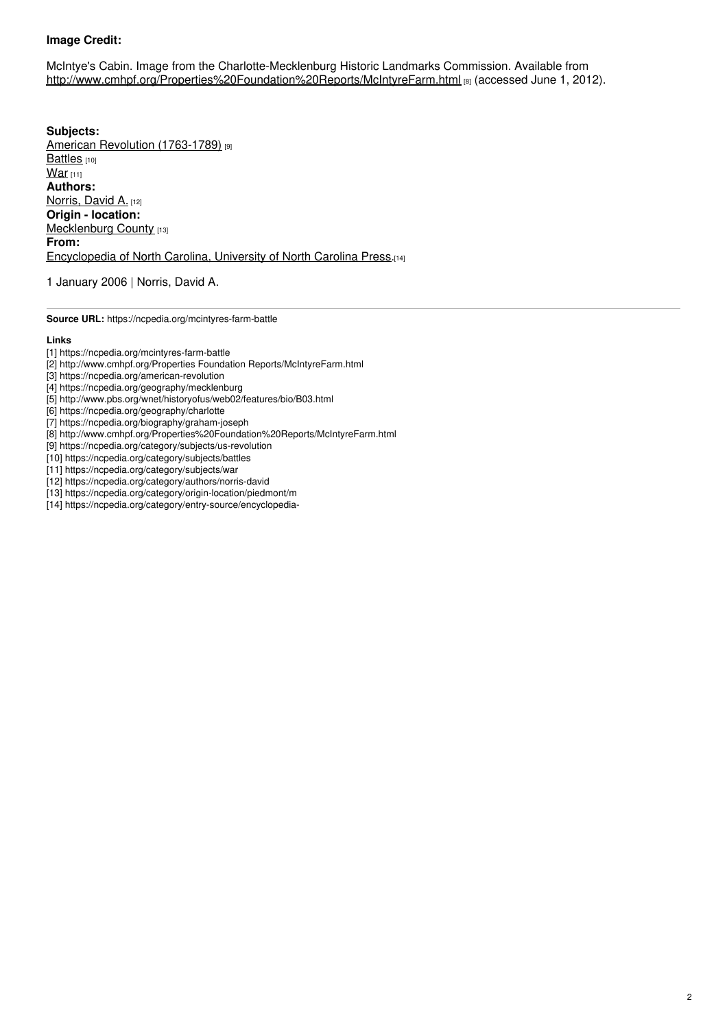**Image Credit:**

McIntye's Cabin. Image from the Charlotte-Mecklenburg Historic Landmarks Commission. Available from http://www.cmhpf.org/Properties%20Foundation%20Reports/McIntyreFarm.html [8] (accessed June 1, 2012).

**Subjects:**
American Revolution (1763-1789) [9]
Battles [10]
War [11]
**Authors:**
Norris, David A. [12]
**Origin - location:**
Mecklenburg County [13]
**From:**
Encyclopedia of North Carolina, University of North Carolina Press.[14]

1 January 2006 | Norris, David A.

---

**Source URL:** https://ncpedia.org/mcintyres-farm-battle

**Links**

[1] https://ncpedia.org/mcintyres-farm-battle
[2] http://www.cmhpf.org/Properties Foundation Reports/McIntyreFarm.html
[3] https://ncpedia.org/american-revolution
[4] https://ncpedia.org/geography/mecklenburg
[5] http://www.pbs.org/wnet/historyofus/web02/features/bio/B03.html
[6] https://ncpedia.org/geography/charlotte
[7] https://ncpedia.org/biography/graham-joseph
[8] http://www.cmhpf.org/Properties%20Foundation%20Reports/McIntyreFarm.html
[9] https://ncpedia.org/category/subjects/us-revolution
[10] https://ncpedia.org/category/subjects/battles
[11] https://ncpedia.org/category/subjects/war
[12] https://ncpedia.org/category/authors/norris-david
[13] https://ncpedia.org/category/origin-location/piedmont/m
[14] https://ncpedia.org/category/entry-source/encyclopedia-